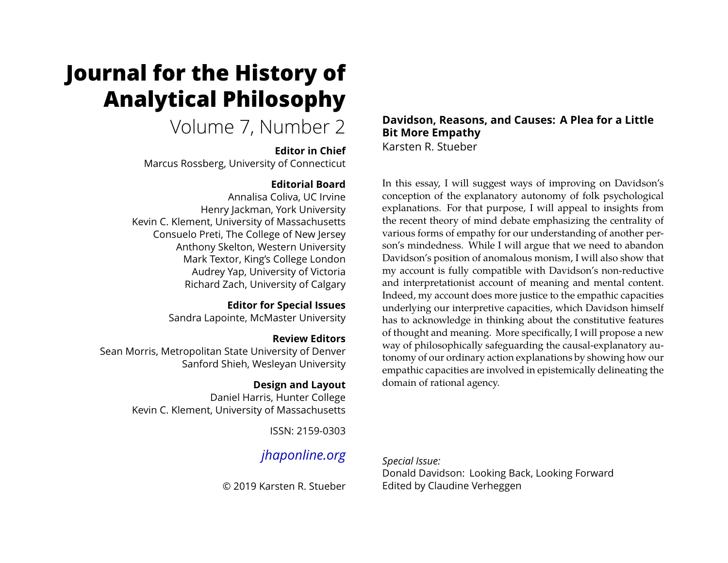# Journal for the History of Analytical Philosophy

Volume 7, Number 2

**Editor in Chief**
Marcus Rossberg, University of Connecticut

**Editorial Board**
Annalisa Coliva, UC Irvine
Henry Jackman, York University
Kevin C. Klement, University of Massachusetts
Consuelo Preti, The College of New Jersey
Anthony Skelton, Western University
Mark Textor, King's College London
Audrey Yap, University of Victoria
Richard Zach, University of Calgary

**Editor for Special Issues**
Sandra Lapointe, McMaster University

**Review Editors**
Sean Morris, Metropolitan State University of Denver
Sanford Shieh, Wesleyan University

**Design and Layout**
Daniel Harris, Hunter College
Kevin C. Klement, University of Massachusetts

ISSN: 2159-0303

*jhaponline.org*

© 2019 Karsten R. Stueber

## Davidson, Reasons, and Causes: A Plea for a Little Bit More Empathy

Karsten R. Stueber

In this essay, I will suggest ways of improving on Davidson's conception of the explanatory autonomy of folk psychological explanations. For that purpose, I will appeal to insights from the recent theory of mind debate emphasizing the centrality of various forms of empathy for our understanding of another person's mindedness. While I will argue that we need to abandon Davidson's position of anomalous monism, I will also show that my account is fully compatible with Davidson's non-reductive and interpretationist account of meaning and mental content. Indeed, my account does more justice to the empathic capacities underlying our interpretive capacities, which Davidson himself has to acknowledge in thinking about the constitutive features of thought and meaning. More specifically, I will propose a new way of philosophically safeguarding the causal-explanatory autonomy of our ordinary action explanations by showing how our empathic capacities are involved in epistemically delineating the domain of rational agency.

*Special Issue:*
Donald Davidson: Looking Back, Looking Forward
Edited by Claudine Verheggen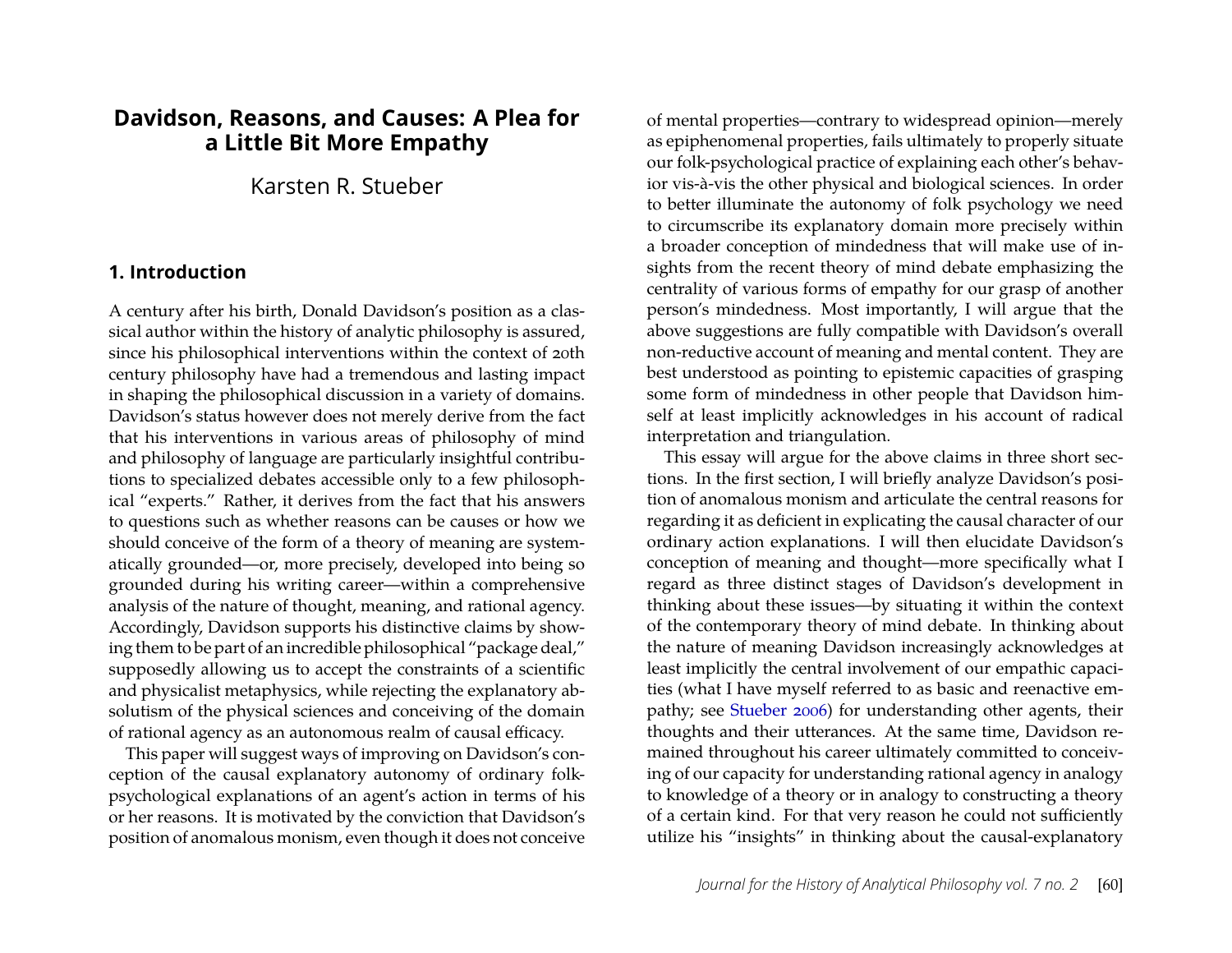# Davidson, Reasons, and Causes: A Plea for a Little Bit More Empathy

Karsten R. Stueber

## 1. Introduction

A century after his birth, Donald Davidson's position as a classical author within the history of analytic philosophy is assured, since his philosophical interventions within the context of 20th century philosophy have had a tremendous and lasting impact in shaping the philosophical discussion in a variety of domains. Davidson's status however does not merely derive from the fact that his interventions in various areas of philosophy of mind and philosophy of language are particularly insightful contributions to specialized debates accessible only to a few philosophical "experts." Rather, it derives from the fact that his answers to questions such as whether reasons can be causes or how we should conceive of the form of a theory of meaning are systematically grounded—or, more precisely, developed into being so grounded during his writing career—within a comprehensive analysis of the nature of thought, meaning, and rational agency. Accordingly, Davidson supports his distinctive claims by showing them to be part of an incredible philosophical "package deal," supposedly allowing us to accept the constraints of a scientific and physicalist metaphysics, while rejecting the explanatory absolutism of the physical sciences and conceiving of the domain of rational agency as an autonomous realm of causal efficacy.

This paper will suggest ways of improving on Davidson's conception of the causal explanatory autonomy of ordinary folk-psychological explanations of an agent's action in terms of his or her reasons. It is motivated by the conviction that Davidson's position of anomalous monism, even though it does not conceive of mental properties—contrary to widespread opinion—merely as epiphenomenal properties, fails ultimately to properly situate our folk-psychological practice of explaining each other's behavior vis-à-vis the other physical and biological sciences. In order to better illuminate the autonomy of folk psychology we need to circumscribe its explanatory domain more precisely within a broader conception of mindedness that will make use of insights from the recent theory of mind debate emphasizing the centrality of various forms of empathy for our grasp of another person's mindedness. Most importantly, I will argue that the above suggestions are fully compatible with Davidson's overall non-reductive account of meaning and mental content. They are best understood as pointing to epistemic capacities of grasping some form of mindedness in other people that Davidson himself at least implicitly acknowledges in his account of radical interpretation and triangulation.

This essay will argue for the above claims in three short sections. In the first section, I will briefly analyze Davidson's position of anomalous monism and articulate the central reasons for regarding it as deficient in explicating the causal character of our ordinary action explanations. I will then elucidate Davidson's conception of meaning and thought—more specifically what I regard as three distinct stages of Davidson's development in thinking about these issues—by situating it within the context of the contemporary theory of mind debate. In thinking about the nature of meaning Davidson increasingly acknowledges at least implicitly the central involvement of our empathic capacities (what I have myself referred to as basic and reenactive empathy; see Stueber 2006) for understanding other agents, their thoughts and their utterances. At the same time, Davidson remained throughout his career ultimately committed to conceiving of our capacity for understanding rational agency in analogy to knowledge of a theory or in analogy to constructing a theory of a certain kind. For that very reason he could not sufficiently utilize his "insights" in thinking about the causal-explanatory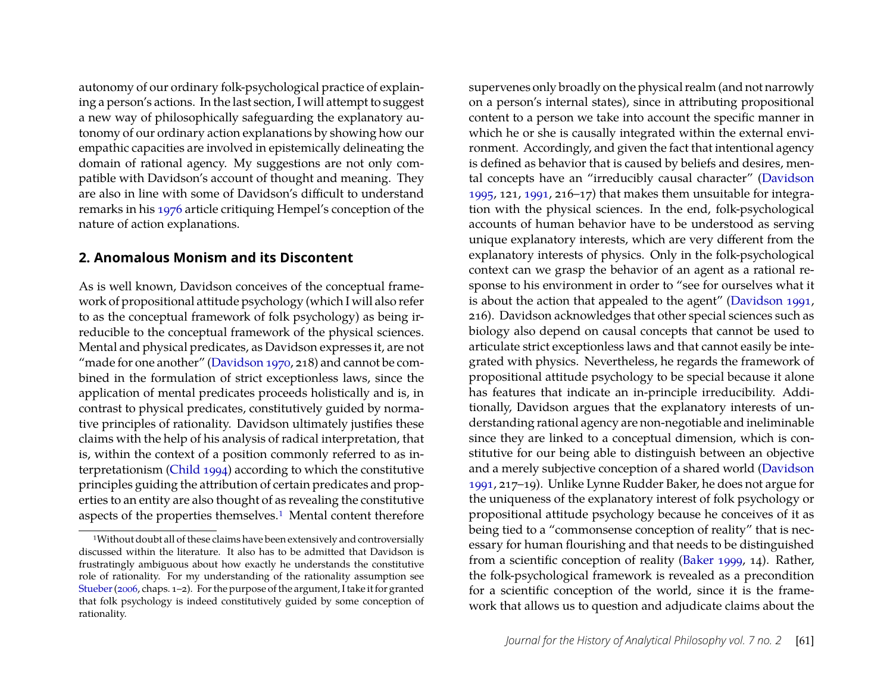autonomy of our ordinary folk-psychological practice of explaining a person's actions. In the last section, I will attempt to suggest a new way of philosophically safeguarding the explanatory autonomy of our ordinary action explanations by showing how our empathic capacities are involved in epistemically delineating the domain of rational agency. My suggestions are not only compatible with Davidson's account of thought and meaning. They are also in line with some of Davidson's difficult to understand remarks in his 1976 article critiquing Hempel's conception of the nature of action explanations.

## 2. Anomalous Monism and its Discontent

As is well known, Davidson conceives of the conceptual framework of propositional attitude psychology (which I will also refer to as the conceptual framework of folk psychology) as being irreducible to the conceptual framework of the physical sciences. Mental and physical predicates, as Davidson expresses it, are not "made for one another" (Davidson 1970, 218) and cannot be combined in the formulation of strict exceptionless laws, since the application of mental predicates proceeds holistically and is, in contrast to physical predicates, constitutively guided by normative principles of rationality. Davidson ultimately justifies these claims with the help of his analysis of radical interpretation, that is, within the context of a position commonly referred to as interpretationism (Child 1994) according to which the constitutive principles guiding the attribution of certain predicates and properties to an entity are also thought of as revealing the constitutive aspects of the properties themselves.[1] Mental content therefore supervenes only broadly on the physical realm (and not narrowly on a person's internal states), since in attributing propositional content to a person we take into account the specific manner in which he or she is causally integrated within the external environment. Accordingly, and given the fact that intentional agency is defined as behavior that is caused by beliefs and desires, mental concepts have an "irreducibly causal character" (Davidson 1995, 121, 1991, 216–17) that makes them unsuitable for integration with the physical sciences. In the end, folk-psychological accounts of human behavior have to be understood as serving unique explanatory interests, which are very different from the explanatory interests of physics. Only in the folk-psychological context can we grasp the behavior of an agent as a rational response to his environment in order to "see for ourselves what it is about the action that appealed to the agent" (Davidson 1991, 216). Davidson acknowledges that other special sciences such as biology also depend on causal concepts that cannot be used to articulate strict exceptionless laws and that cannot easily be integrated with physics. Nevertheless, he regards the framework of propositional attitude psychology to be special because it alone has features that indicate an in-principle irreducibility. Additionally, Davidson argues that the explanatory interests of understanding rational agency are non-negotiable and ineliminable since they are linked to a conceptual dimension, which is constitutive for our being able to distinguish between an objective and a merely subjective conception of a shared world (Davidson 1991, 217–19). Unlike Lynne Rudder Baker, he does not argue for the uniqueness of the explanatory interest of folk psychology or propositional attitude psychology because he conceives of it as being tied to a "commonsense conception of reality" that is necessary for human flourishing and that needs to be distinguished from a scientific conception of reality (Baker 1999, 14). Rather, the folk-psychological framework is revealed as a precondition for a scientific conception of the world, since it is the framework that allows us to question and adjudicate claims about the

[1] Without doubt all of these claims have been extensively and controversially discussed within the literature. It also has to be admitted that Davidson is frustratingly ambiguous about how exactly he understands the constitutive role of rationality. For my understanding of the rationality assumption see Stueber (2006, chaps. 1–2). For the purpose of the argument, I take it for granted that folk psychology is indeed constitutively guided by some conception of rationality.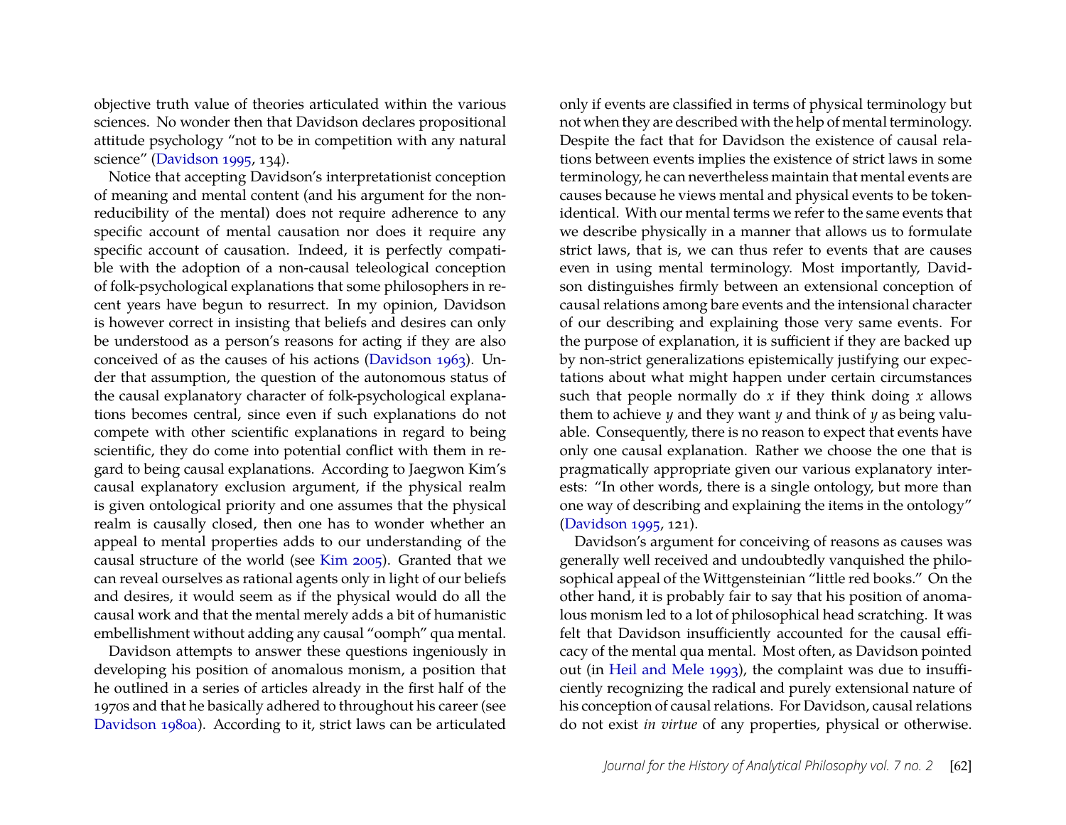objective truth value of theories articulated within the various sciences. No wonder then that Davidson declares propositional attitude psychology "not to be in competition with any natural science" (Davidson 1995, 134).

Notice that accepting Davidson's interpretationist conception of meaning and mental content (and his argument for the non-reducibility of the mental) does not require adherence to any specific account of mental causation nor does it require any specific account of causation. Indeed, it is perfectly compatible with the adoption of a non-causal teleological conception of folk-psychological explanations that some philosophers in recent years have begun to resurrect. In my opinion, Davidson is however correct in insisting that beliefs and desires can only be understood as a person's reasons for acting if they are also conceived of as the causes of his actions (Davidson 1963). Under that assumption, the question of the autonomous status of the causal explanatory character of folk-psychological explanations becomes central, since even if such explanations do not compete with other scientific explanations in regard to being scientific, they do come into potential conflict with them in regard to being causal explanations. According to Jaegwon Kim's causal explanatory exclusion argument, if the physical realm is given ontological priority and one assumes that the physical realm is causally closed, then one has to wonder whether an appeal to mental properties adds to our understanding of the causal structure of the world (see Kim 2005). Granted that we can reveal ourselves as rational agents only in light of our beliefs and desires, it would seem as if the physical would do all the causal work and that the mental merely adds a bit of humanistic embellishment without adding any causal "oomph" qua mental.

Davidson attempts to answer these questions ingeniously in developing his position of anomalous monism, a position that he outlined in a series of articles already in the first half of the 1970s and that he basically adhered to throughout his career (see Davidson 1980a). According to it, strict laws can be articulated only if events are classified in terms of physical terminology but not when they are described with the help of mental terminology. Despite the fact that for Davidson the existence of causal relations between events implies the existence of strict laws in some terminology, he can nevertheless maintain that mental events are causes because he views mental and physical events to be token-identical. With our mental terms we refer to the same events that we describe physically in a manner that allows us to formulate strict laws, that is, we can thus refer to events that are causes even in using mental terminology. Most importantly, Davidson distinguishes firmly between an extensional conception of causal relations among bare events and the intensional character of our describing and explaining those very same events. For the purpose of explanation, it is sufficient if they are backed up by non-strict generalizations epistemically justifying our expectations about what might happen under certain circumstances such that people normally do $x$ if they think doing $x$ allows them to achieve $y$ and they want $y$ and think of $y$ as being valuable. Consequently, there is no reason to expect that events have only one causal explanation. Rather we choose the one that is pragmatically appropriate given our various explanatory interests: "In other words, there is a single ontology, but more than one way of describing and explaining the items in the ontology" (Davidson 1995, 121).

Davidson's argument for conceiving of reasons as causes was generally well received and undoubtedly vanquished the philosophical appeal of the Wittgensteinian "little red books." On the other hand, it is probably fair to say that his position of anomalous monism led to a lot of philosophical head scratching. It was felt that Davidson insufficiently accounted for the causal efficacy of the mental qua mental. Most often, as Davidson pointed out (in Heil and Mele 1993), the complaint was due to insufficiently recognizing the radical and purely extensional nature of his conception of causal relations. For Davidson, causal relations do not exist *in virtue* of any properties, physical or otherwise.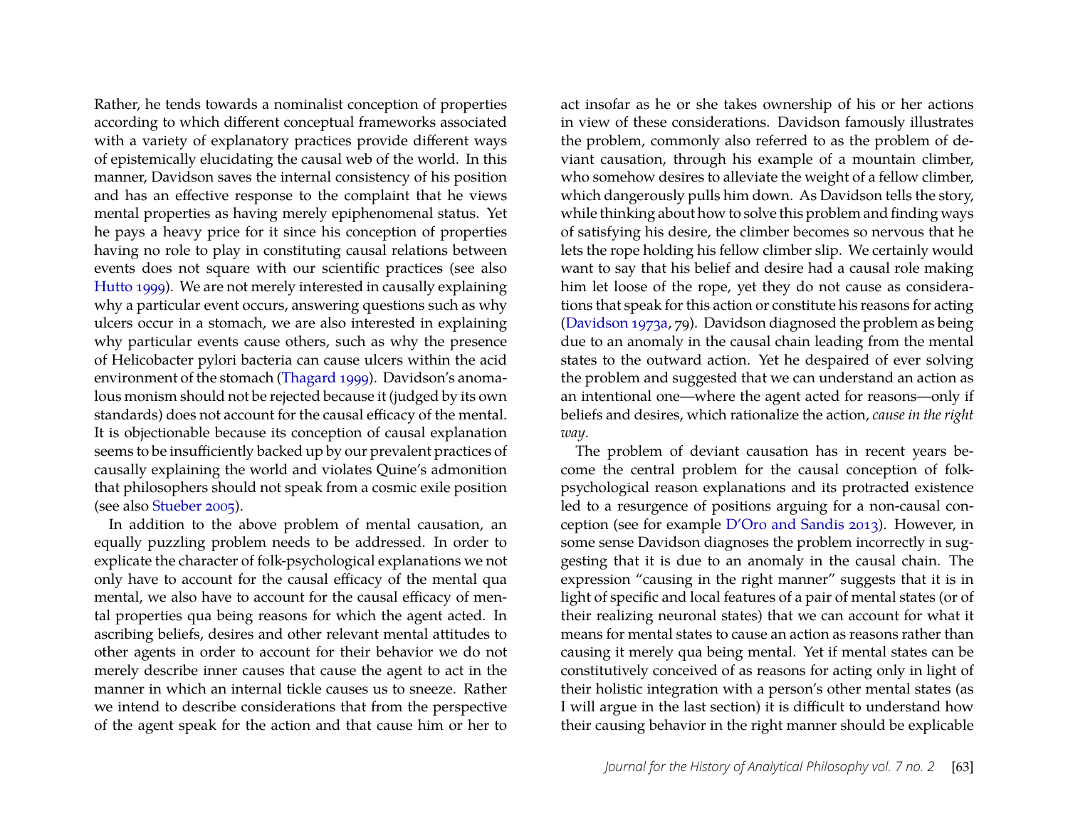Rather, he tends towards a nominalist conception of properties according to which different conceptual frameworks associated with a variety of explanatory practices provide different ways of epistemically elucidating the causal web of the world. In this manner, Davidson saves the internal consistency of his position and has an effective response to the complaint that he views mental properties as having merely epiphenomenal status. Yet he pays a heavy price for it since his conception of properties having no role to play in constituting causal relations between events does not square with our scientific practices (see also Hutto 1999). We are not merely interested in causally explaining why a particular event occurs, answering questions such as why ulcers occur in a stomach, we are also interested in explaining why particular events cause others, such as why the presence of Helicobacter pylori bacteria can cause ulcers within the acid environment of the stomach (Thagard 1999). Davidson's anomalous monism should not be rejected because it (judged by its own standards) does not account for the causal efficacy of the mental. It is objectionable because its conception of causal explanation seems to be insufficiently backed up by our prevalent practices of causally explaining the world and violates Quine's admonition that philosophers should not speak from a cosmic exile position (see also Stueber 2005).

In addition to the above problem of mental causation, an equally puzzling problem needs to be addressed. In order to explicate the character of folk-psychological explanations we not only have to account for the causal efficacy of the mental qua mental, we also have to account for the causal efficacy of mental properties qua being reasons for which the agent acted. In ascribing beliefs, desires and other relevant mental attitudes to other agents in order to account for their behavior we do not merely describe inner causes that cause the agent to act in the manner in which an internal tickle causes us to sneeze. Rather we intend to describe considerations that from the perspective of the agent speak for the action and that cause him or her to act insofar as he or she takes ownership of his or her actions in view of these considerations. Davidson famously illustrates the problem, commonly also referred to as the problem of deviant causation, through his example of a mountain climber, who somehow desires to alleviate the weight of a fellow climber, which dangerously pulls him down. As Davidson tells the story, while thinking about how to solve this problem and finding ways of satisfying his desire, the climber becomes so nervous that he lets the rope holding his fellow climber slip. We certainly would want to say that his belief and desire had a causal role making him let loose of the rope, yet they do not cause as considerations that speak for this action or constitute his reasons for acting (Davidson 1973a, 79). Davidson diagnosed the problem as being due to an anomaly in the causal chain leading from the mental states to the outward action. Yet he despaired of ever solving the problem and suggested that we can understand an action as an intentional one—where the agent acted for reasons—only if beliefs and desires, which rationalize the action, *cause in the right way*.

The problem of deviant causation has in recent years become the central problem for the causal conception of folk-psychological reason explanations and its protracted existence led to a resurgence of positions arguing for a non-causal conception (see for example D'Oro and Sandis 2013). However, in some sense Davidson diagnoses the problem incorrectly in suggesting that it is due to an anomaly in the causal chain. The expression "causing in the right manner" suggests that it is in light of specific and local features of a pair of mental states (or of their realizing neuronal states) that we can account for what it means for mental states to cause an action as reasons rather than causing it merely qua being mental. Yet if mental states can be constitutively conceived of as reasons for acting only in light of their holistic integration with a person's other mental states (as I will argue in the last section) it is difficult to understand how their causing behavior in the right manner should be explicable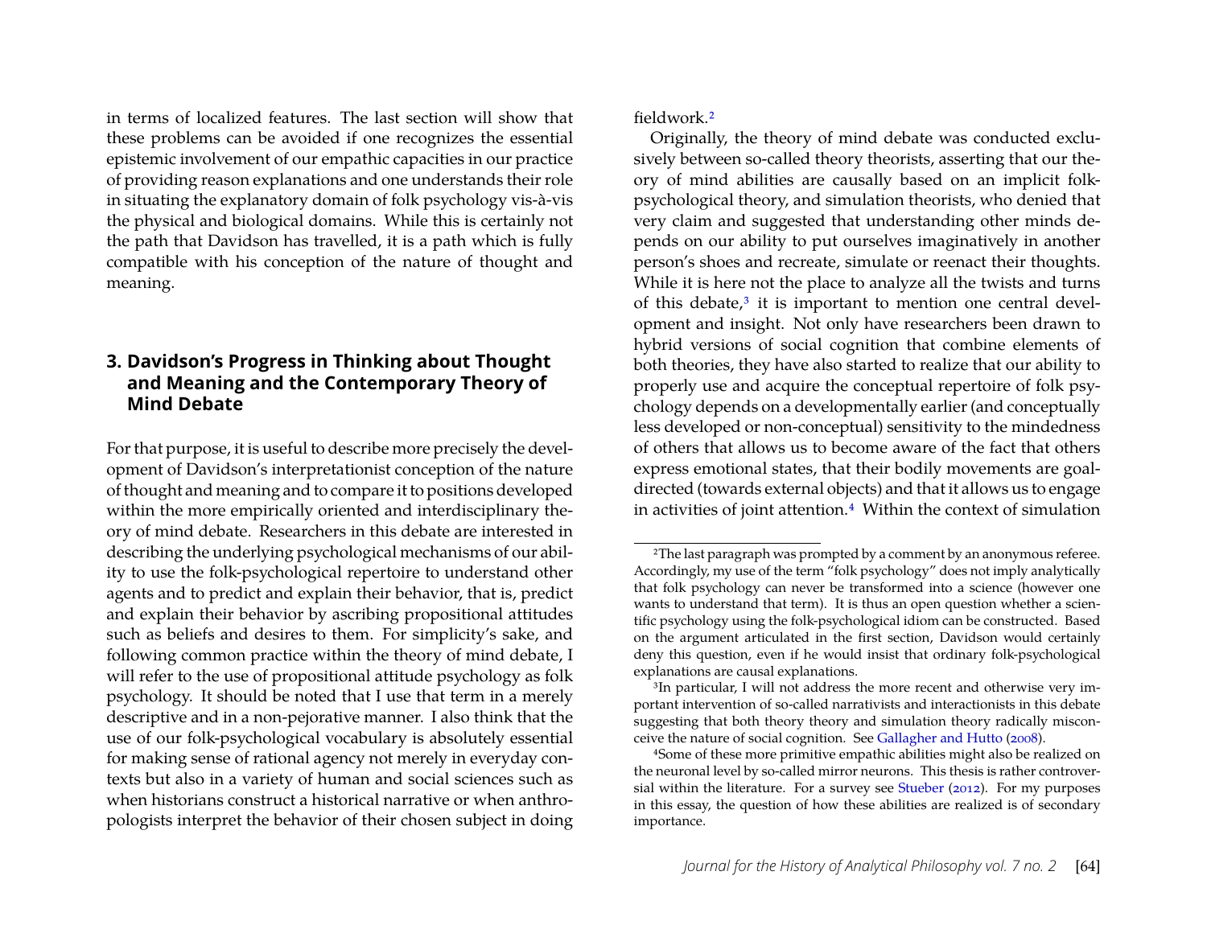in terms of localized features. The last section will show that these problems can be avoided if one recognizes the essential epistemic involvement of our empathic capacities in our practice of providing reason explanations and one understands their role in situating the explanatory domain of folk psychology vis-à-vis the physical and biological domains. While this is certainly not the path that Davidson has travelled, it is a path which is fully compatible with his conception of the nature of thought and meaning.

## 3. Davidson's Progress in Thinking about Thought and Meaning and the Contemporary Theory of Mind Debate

For that purpose, it is useful to describe more precisely the development of Davidson's interpretationist conception of the nature of thought and meaning and to compare it to positions developed within the more empirically oriented and interdisciplinary theory of mind debate. Researchers in this debate are interested in describing the underlying psychological mechanisms of our ability to use the folk-psychological repertoire to understand other agents and to predict and explain their behavior, that is, predict and explain their behavior by ascribing propositional attitudes such as beliefs and desires to them. For simplicity's sake, and following common practice within the theory of mind debate, I will refer to the use of propositional attitude psychology as folk psychology. It should be noted that I use that term in a merely descriptive and in a non-pejorative manner. I also think that the use of our folk-psychological vocabulary is absolutely essential for making sense of rational agency not merely in everyday contexts but also in a variety of human and social sciences such as when historians construct a historical narrative or when anthropologists interpret the behavior of their chosen subject in doing fieldwork.[2]

Originally, the theory of mind debate was conducted exclusively between so-called theory theorists, asserting that our theory of mind abilities are causally based on an implicit folk-psychological theory, and simulation theorists, who denied that very claim and suggested that understanding other minds depends on our ability to put ourselves imaginatively in another person's shoes and recreate, simulate or reenact their thoughts. While it is here not the place to analyze all the twists and turns of this debate,[3] it is important to mention one central development and insight. Not only have researchers been drawn to hybrid versions of social cognition that combine elements of both theories, they have also started to realize that our ability to properly use and acquire the conceptual repertoire of folk psychology depends on a developmentally earlier (and conceptually less developed or non-conceptual) sensitivity to the mindedness of others that allows us to become aware of the fact that others express emotional states, that their bodily movements are goal-directed (towards external objects) and that it allows us to engage in activities of joint attention.[4] Within the context of simulation

[2] The last paragraph was prompted by a comment by an anonymous referee. Accordingly, my use of the term "folk psychology" does not imply analytically that folk psychology can never be transformed into a science (however one wants to understand that term). It is thus an open question whether a scientific psychology using the folk-psychological idiom can be constructed. Based on the argument articulated in the first section, Davidson would certainly deny this question, even if he would insist that ordinary folk-psychological explanations are causal explanations.

[3] In particular, I will not address the more recent and otherwise very important intervention of so-called narrativists and interactionists in this debate suggesting that both theory theory and simulation theory radically misconceive the nature of social cognition. See Gallagher and Hutto (2008).

[4] Some of these more primitive empathic abilities might also be realized on the neuronal level by so-called mirror neurons. This thesis is rather controversial within the literature. For a survey see Stueber (2012). For my purposes in this essay, the question of how these abilities are realized is of secondary importance.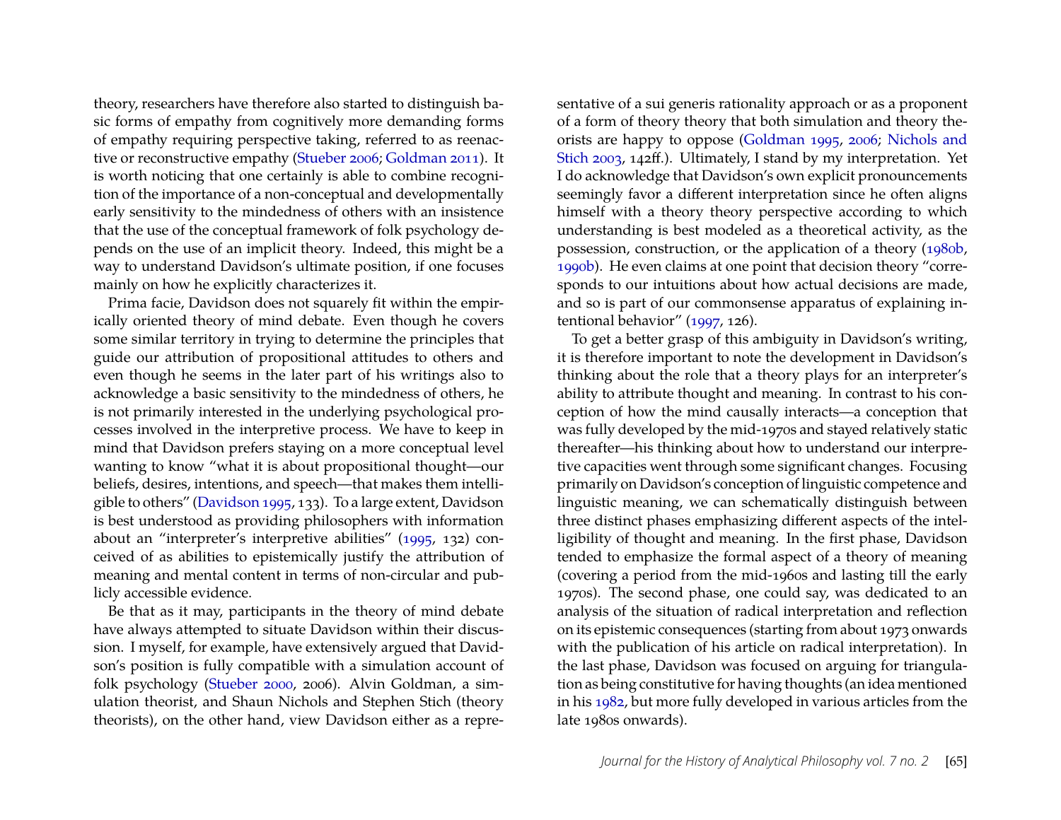theory, researchers have therefore also started to distinguish basic forms of empathy from cognitively more demanding forms of empathy requiring perspective taking, referred to as reenactive or reconstructive empathy (Stueber 2006; Goldman 2011). It is worth noticing that one certainly is able to combine recognition of the importance of a non-conceptual and developmentally early sensitivity to the mindedness of others with an insistence that the use of the conceptual framework of folk psychology depends on the use of an implicit theory. Indeed, this might be a way to understand Davidson's ultimate position, if one focuses mainly on how he explicitly characterizes it.

Prima facie, Davidson does not squarely fit within the empirically oriented theory of mind debate. Even though he covers some similar territory in trying to determine the principles that guide our attribution of propositional attitudes to others and even though he seems in the later part of his writings also to acknowledge a basic sensitivity to the mindedness of others, he is not primarily interested in the underlying psychological processes involved in the interpretive process. We have to keep in mind that Davidson prefers staying on a more conceptual level wanting to know "what it is about propositional thought—our beliefs, desires, intentions, and speech—that makes them intelligible to others" (Davidson 1995, 133). To a large extent, Davidson is best understood as providing philosophers with information about an "interpreter's interpretive abilities" (1995, 132) conceived of as abilities to epistemically justify the attribution of meaning and mental content in terms of non-circular and publicly accessible evidence.

Be that as it may, participants in the theory of mind debate have always attempted to situate Davidson within their discussion. I myself, for example, have extensively argued that Davidson's position is fully compatible with a simulation account of folk psychology (Stueber 2000, 2006). Alvin Goldman, a simulation theorist, and Shaun Nichols and Stephen Stich (theory theorists), on the other hand, view Davidson either as a representative of a sui generis rationality approach or as a proponent of a form of theory theory that both simulation and theory theorists are happy to oppose (Goldman 1995, 2006; Nichols and Stich 2003, 142ff.). Ultimately, I stand by my interpretation. Yet I do acknowledge that Davidson's own explicit pronouncements seemingly favor a different interpretation since he often aligns himself with a theory theory perspective according to which understanding is best modeled as a theoretical activity, as the possession, construction, or the application of a theory (1980b, 1990b). He even claims at one point that decision theory "corresponds to our intuitions about how actual decisions are made, and so is part of our commonsense apparatus of explaining intentional behavior" (1997, 126).

To get a better grasp of this ambiguity in Davidson's writing, it is therefore important to note the development in Davidson's thinking about the role that a theory plays for an interpreter's ability to attribute thought and meaning. In contrast to his conception of how the mind causally interacts—a conception that was fully developed by the mid-1970s and stayed relatively static thereafter—his thinking about how to understand our interpretive capacities went through some significant changes. Focusing primarily on Davidson's conception of linguistic competence and linguistic meaning, we can schematically distinguish between three distinct phases emphasizing different aspects of the intelligibility of thought and meaning. In the first phase, Davidson tended to emphasize the formal aspect of a theory of meaning (covering a period from the mid-1960s and lasting till the early 1970s). The second phase, one could say, was dedicated to an analysis of the situation of radical interpretation and reflection on its epistemic consequences (starting from about 1973 onwards with the publication of his article on radical interpretation). In the last phase, Davidson was focused on arguing for triangulation as being constitutive for having thoughts (an idea mentioned in his 1982, but more fully developed in various articles from the late 1980s onwards).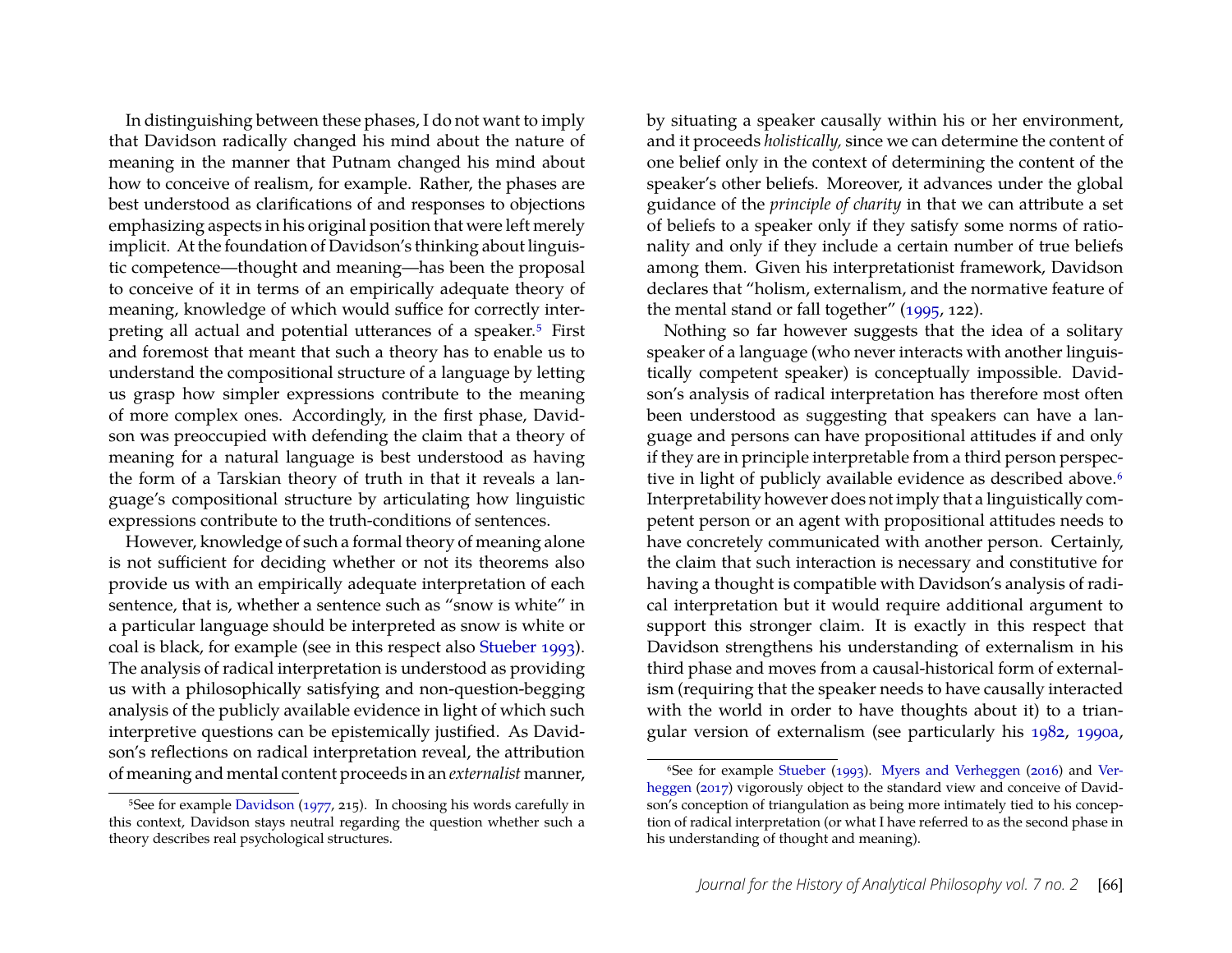In distinguishing between these phases, I do not want to imply that Davidson radically changed his mind about the nature of meaning in the manner that Putnam changed his mind about how to conceive of realism, for example. Rather, the phases are best understood as clarifications of and responses to objections emphasizing aspects in his original position that were left merely implicit. At the foundation of Davidson's thinking about linguistic competence—thought and meaning—has been the proposal to conceive of it in terms of an empirically adequate theory of meaning, knowledge of which would suffice for correctly interpreting all actual and potential utterances of a speaker.[5] First and foremost that meant that such a theory has to enable us to understand the compositional structure of a language by letting us grasp how simpler expressions contribute to the meaning of more complex ones. Accordingly, in the first phase, Davidson was preoccupied with defending the claim that a theory of meaning for a natural language is best understood as having the form of a Tarskian theory of truth in that it reveals a language's compositional structure by articulating how linguistic expressions contribute to the truth-conditions of sentences.

However, knowledge of such a formal theory of meaning alone is not sufficient for deciding whether or not its theorems also provide us with an empirically adequate interpretation of each sentence, that is, whether a sentence such as "snow is white" in a particular language should be interpreted as snow is white or coal is black, for example (see in this respect also Stueber 1993). The analysis of radical interpretation is understood as providing us with a philosophically satisfying and non-question-begging analysis of the publicly available evidence in light of which such interpretive questions can be epistemically justified. As Davidson's reflections on radical interpretation reveal, the attribution of meaning and mental content proceeds in an *externalist* manner, by situating a speaker causally within his or her environment, and it proceeds *holistically,* since we can determine the content of one belief only in the context of determining the content of the speaker's other beliefs. Moreover, it advances under the global guidance of the *principle of charity* in that we can attribute a set of beliefs to a speaker only if they satisfy some norms of rationality and only if they include a certain number of true beliefs among them. Given his interpretationist framework, Davidson declares that "holism, externalism, and the normative feature of the mental stand or fall together" (1995, 122).

Nothing so far however suggests that the idea of a solitary speaker of a language (who never interacts with another linguistically competent speaker) is conceptually impossible. Davidson's analysis of radical interpretation has therefore most often been understood as suggesting that speakers can have a language and persons can have propositional attitudes if and only if they are in principle interpretable from a third person perspective in light of publicly available evidence as described above.[6] Interpretability however does not imply that a linguistically competent person or an agent with propositional attitudes needs to have concretely communicated with another person. Certainly, the claim that such interaction is necessary and constitutive for having a thought is compatible with Davidson's analysis of radical interpretation but it would require additional argument to support this stronger claim. It is exactly in this respect that Davidson strengthens his understanding of externalism in his third phase and moves from a causal-historical form of externalism (requiring that the speaker needs to have causally interacted with the world in order to have thoughts about it) to a triangular version of externalism (see particularly his 1982, 1990a,

[5] See for example Davidson (1977, 215). In choosing his words carefully in this context, Davidson stays neutral regarding the question whether such a theory describes real psychological structures.

[6] See for example Stueber (1993). Myers and Verheggen (2016) and Verheggen (2017) vigorously object to the standard view and conceive of Davidson's conception of triangulation as being more intimately tied to his conception of radical interpretation (or what I have referred to as the second phase in his understanding of thought and meaning).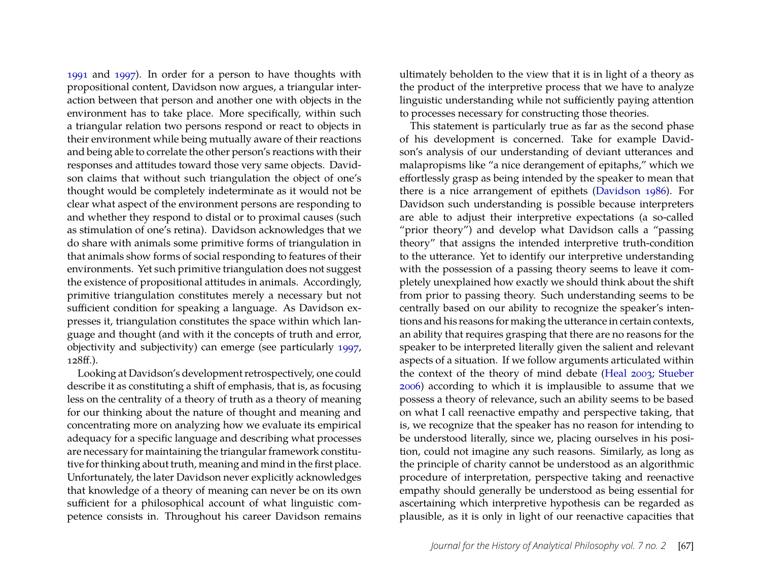1991 and 1997). In order for a person to have thoughts with propositional content, Davidson now argues, a triangular interaction between that person and another one with objects in the environment has to take place. More specifically, within such a triangular relation two persons respond or react to objects in their environment while being mutually aware of their reactions and being able to correlate the other person's reactions with their responses and attitudes toward those very same objects. Davidson claims that without such triangulation the object of one's thought would be completely indeterminate as it would not be clear what aspect of the environment persons are responding to and whether they respond to distal or to proximal causes (such as stimulation of one's retina). Davidson acknowledges that we do share with animals some primitive forms of triangulation in that animals show forms of social responding to features of their environments. Yet such primitive triangulation does not suggest the existence of propositional attitudes in animals. Accordingly, primitive triangulation constitutes merely a necessary but not sufficient condition for speaking a language. As Davidson expresses it, triangulation constitutes the space within which language and thought (and with it the concepts of truth and error, objectivity and subjectivity) can emerge (see particularly 1997, 128ff.).

Looking at Davidson's development retrospectively, one could describe it as constituting a shift of emphasis, that is, as focusing less on the centrality of a theory of truth as a theory of meaning for our thinking about the nature of thought and meaning and concentrating more on analyzing how we evaluate its empirical adequacy for a specific language and describing what processes are necessary for maintaining the triangular framework constitutive for thinking about truth, meaning and mind in the first place. Unfortunately, the later Davidson never explicitly acknowledges that knowledge of a theory of meaning can never be on its own sufficient for a philosophical account of what linguistic competence consists in. Throughout his career Davidson remains ultimately beholden to the view that it is in light of a theory as the product of the interpretive process that we have to analyze linguistic understanding while not sufficiently paying attention to processes necessary for constructing those theories.

This statement is particularly true as far as the second phase of his development is concerned. Take for example Davidson's analysis of our understanding of deviant utterances and malapropisms like "a nice derangement of epitaphs," which we effortlessly grasp as being intended by the speaker to mean that there is a nice arrangement of epithets (Davidson 1986). For Davidson such understanding is possible because interpreters are able to adjust their interpretive expectations (a so-called "prior theory") and develop what Davidson calls a "passing theory" that assigns the intended interpretive truth-condition to the utterance. Yet to identify our interpretive understanding with the possession of a passing theory seems to leave it completely unexplained how exactly we should think about the shift from prior to passing theory. Such understanding seems to be centrally based on our ability to recognize the speaker's intentions and his reasons for making the utterance in certain contexts, an ability that requires grasping that there are no reasons for the speaker to be interpreted literally given the salient and relevant aspects of a situation. If we follow arguments articulated within the context of the theory of mind debate (Heal 2003; Stueber 2006) according to which it is implausible to assume that we possess a theory of relevance, such an ability seems to be based on what I call reenactive empathy and perspective taking, that is, we recognize that the speaker has no reason for intending to be understood literally, since we, placing ourselves in his position, could not imagine any such reasons. Similarly, as long as the principle of charity cannot be understood as an algorithmic procedure of interpretation, perspective taking and reenactive empathy should generally be understood as being essential for ascertaining which interpretive hypothesis can be regarded as plausible, as it is only in light of our reenactive capacities that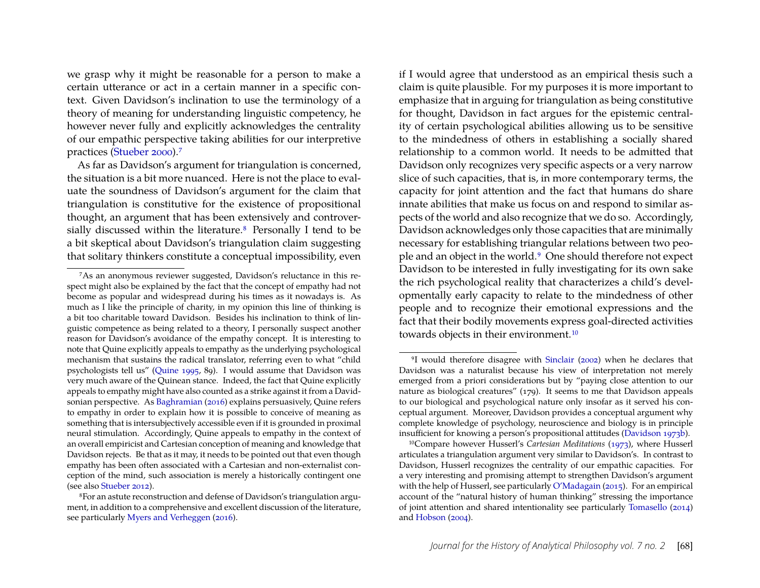we grasp why it might be reasonable for a person to make a certain utterance or act in a certain manner in a specific context. Given Davidson's inclination to use the terminology of a theory of meaning for understanding linguistic competency, he however never fully and explicitly acknowledges the centrality of our empathic perspective taking abilities for our interpretive practices (Stueber 2000).[7]

As far as Davidson's argument for triangulation is concerned, the situation is a bit more nuanced. Here is not the place to evaluate the soundness of Davidson's argument for the claim that triangulation is constitutive for the existence of propositional thought, an argument that has been extensively and controversially discussed within the literature.[8] Personally I tend to be a bit skeptical about Davidson's triangulation claim suggesting that solitary thinkers constitute a conceptual impossibility, even if I would agree that understood as an empirical thesis such a claim is quite plausible. For my purposes it is more important to emphasize that in arguing for triangulation as being constitutive for thought, Davidson in fact argues for the epistemic centrality of certain psychological abilities allowing us to be sensitive to the mindedness of others in establishing a socially shared relationship to a common world. It needs to be admitted that Davidson only recognizes very specific aspects or a very narrow slice of such capacities, that is, in more contemporary terms, the capacity for joint attention and the fact that humans do share innate abilities that make us focus on and respond to similar aspects of the world and also recognize that we do so. Accordingly, Davidson acknowledges only those capacities that are minimally necessary for establishing triangular relations between two people and an object in the world.[9] One should therefore not expect Davidson to be interested in fully investigating for its own sake the rich psychological reality that characterizes a child's developmentally early capacity to relate to the mindedness of other people and to recognize their emotional expressions and the fact that their bodily movements express goal-directed activities towards objects in their environment.[10]

---

[7] As an anonymous reviewer suggested, Davidson's reluctance in this respect might also be explained by the fact that the concept of empathy had not become as popular and widespread during his times as it nowadays is. As much as I like the principle of charity, in my opinion this line of thinking is a bit too charitable toward Davidson. Besides his inclination to think of linguistic competence as being related to a theory, I personally suspect another reason for Davidson's avoidance of the empathy concept. It is interesting to note that Quine explicitly appeals to empathy as the underlying psychological mechanism that sustains the radical translator, referring even to what "child psychologists tell us" (Quine 1995, 89). I would assume that Davidson was very much aware of the Quinean stance. Indeed, the fact that Quine explicitly appeals to empathy might have also counted as a strike against it from a Davidsonian perspective. As Baghramian (2016) explains persuasively, Quine refers to empathy in order to explain how it is possible to conceive of meaning as something that is intersubjectively accessible even if it is grounded in proximal neural stimulation. Accordingly, Quine appeals to empathy in the context of an overall empiricist and Cartesian conception of meaning and knowledge that Davidson rejects. Be that as it may, it needs to be pointed out that even though empathy has been often associated with a Cartesian and non-externalist conception of the mind, such association is merely a historically contingent one (see also Stueber 2012).

[8] For an astute reconstruction and defense of Davidson's triangulation argument, in addition to a comprehensive and excellent discussion of the literature, see particularly Myers and Verheggen (2016).

[9] I would therefore disagree with Sinclair (2002) when he declares that Davidson was a naturalist because his view of interpretation not merely emerged from a priori considerations but by "paying close attention to our nature as biological creatures" (179). It seems to me that Davidson appeals to our biological and psychological nature only insofar as it served his conceptual argument. Moreover, Davidson provides a conceptual argument why complete knowledge of psychology, neuroscience and biology is in principle insufficient for knowing a person's propositional attitudes (Davidson 1973b).

[10] Compare however Husserl's *Cartesian Meditations* (1973), where Husserl articulates a triangulation argument very similar to Davidson's. In contrast to Davidson, Husserl recognizes the centrality of our empathic capacities. For a very interesting and promising attempt to strengthen Davidson's argument with the help of Husserl, see particularly O'Madagain (2015). For an empirical account of the "natural history of human thinking" stressing the importance of joint attention and shared intentionality see particularly Tomasello (2014) and Hobson (2004).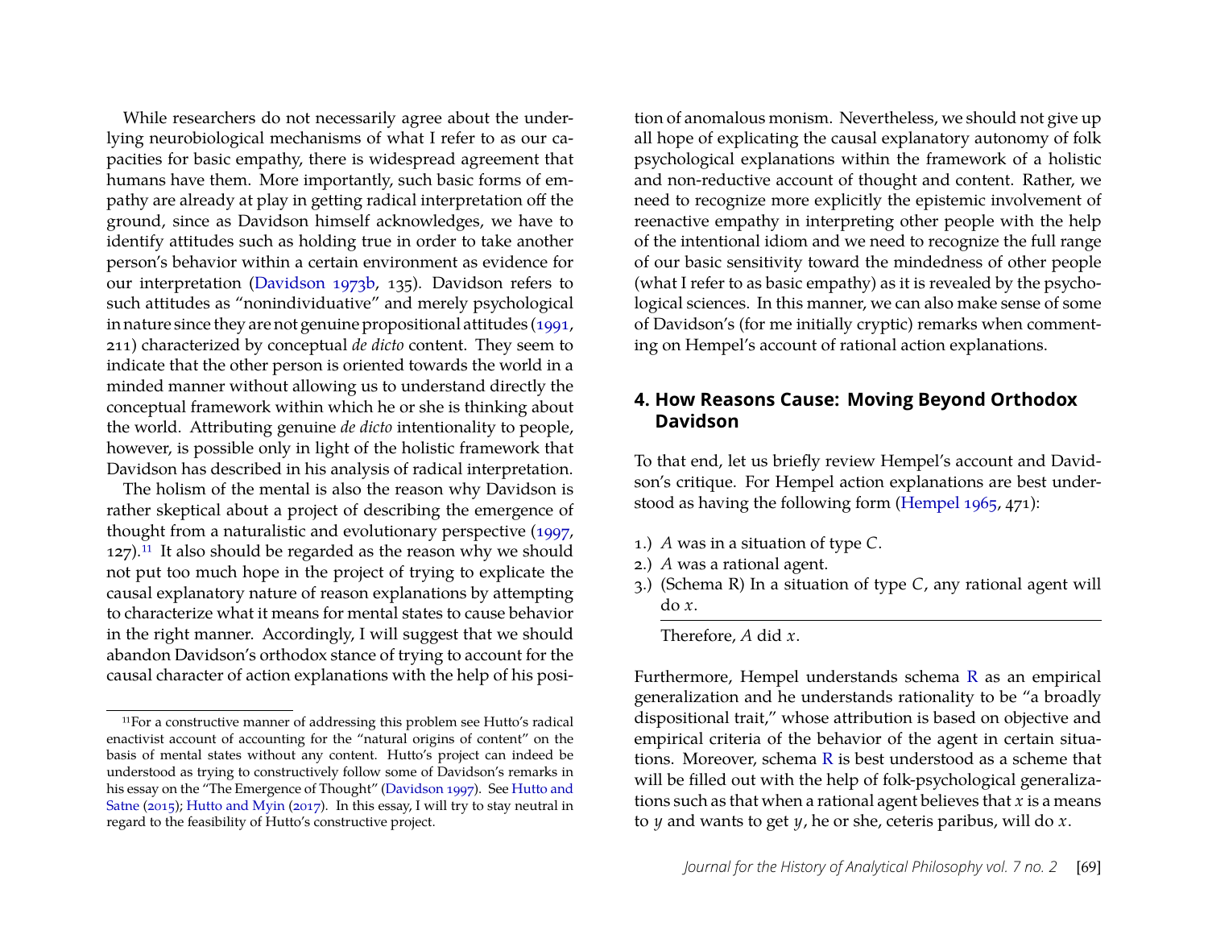While researchers do not necessarily agree about the underlying neurobiological mechanisms of what I refer to as our capacities for basic empathy, there is widespread agreement that humans have them. More importantly, such basic forms of empathy are already at play in getting radical interpretation off the ground, since as Davidson himself acknowledges, we have to identify attitudes such as holding true in order to take another person's behavior within a certain environment as evidence for our interpretation (Davidson 1973b, 135). Davidson refers to such attitudes as "nonindividuative" and merely psychological in nature since they are not genuine propositional attitudes (1991, 211) characterized by conceptual *de dicto* content. They seem to indicate that the other person is oriented towards the world in a minded manner without allowing us to understand directly the conceptual framework within which he or she is thinking about the world. Attributing genuine *de dicto* intentionality to people, however, is possible only in light of the holistic framework that Davidson has described in his analysis of radical interpretation.

The holism of the mental is also the reason why Davidson is rather skeptical about a project of describing the emergence of thought from a naturalistic and evolutionary perspective (1997, 127).[11] It also should be regarded as the reason why we should not put too much hope in the project of trying to explicate the causal explanatory nature of reason explanations by attempting to characterize what it means for mental states to cause behavior in the right manner. Accordingly, I will suggest that we should abandon Davidson's orthodox stance of trying to account for the causal character of action explanations with the help of his position of anomalous monism. Nevertheless, we should not give up all hope of explicating the causal explanatory autonomy of folk psychological explanations within the framework of a holistic and non-reductive account of thought and content. Rather, we need to recognize more explicitly the epistemic involvement of reenactive empathy in interpreting other people with the help of the intentional idiom and we need to recognize the full range of our basic sensitivity toward the mindedness of other people (what I refer to as basic empathy) as it is revealed by the psychological sciences. In this manner, we can also make sense of some of Davidson's (for me initially cryptic) remarks when commenting on Hempel's account of rational action explanations.

## 4. How Reasons Cause: Moving Beyond Orthodox Davidson

To that end, let us briefly review Hempel's account and Davidson's critique. For Hempel action explanations are best understood as having the following form (Hempel 1965, 471):

1.) $A$ was in a situation of type $C$.
2.) $A$ was a rational agent.
3.) (Schema R) In a situation of type $C$, any rational agent will do $x$.

---

Therefore, $A$ did $x$.

Furthermore, Hempel understands schema R as an empirical generalization and he understands rationality to be "a broadly dispositional trait," whose attribution is based on objective and empirical criteria of the behavior of the agent in certain situations. Moreover, schema R is best understood as a scheme that will be filled out with the help of folk-psychological generalizations such as that when a rational agent believes that $x$ is a means to $y$ and wants to get $y$, he or she, ceteris paribus, will do $x$.

[11] For a constructive manner of addressing this problem see Hutto's radical enactivist account of accounting for the "natural origins of content" on the basis of mental states without any content. Hutto's project can indeed be understood as trying to constructively follow some of Davidson's remarks in his essay on the "The Emergence of Thought" (Davidson 1997). See Hutto and Satne (2015); Hutto and Myin (2017). In this essay, I will try to stay neutral in regard to the feasibility of Hutto's constructive project.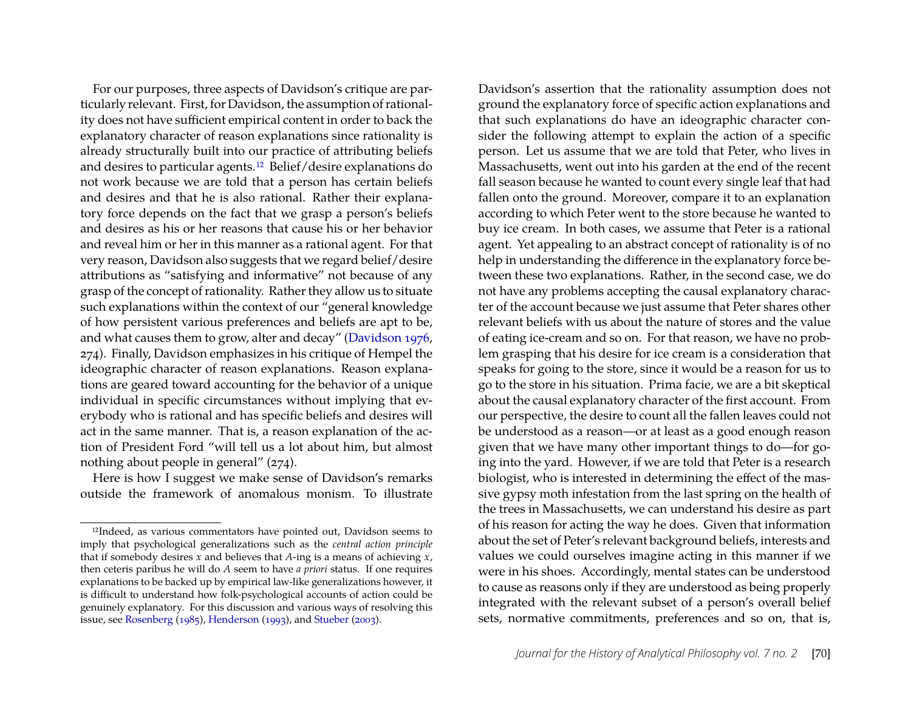For our purposes, three aspects of Davidson's critique are particularly relevant. First, for Davidson, the assumption of rationality does not have sufficient empirical content in order to back the explanatory character of reason explanations since rationality is already structurally built into our practice of attributing beliefs and desires to particular agents.[12] Belief/desire explanations do not work because we are told that a person has certain beliefs and desires and that he is also rational. Rather their explanatory force depends on the fact that we grasp a person's beliefs and desires as his or her reasons that cause his or her behavior and reveal him or her in this manner as a rational agent. For that very reason, Davidson also suggests that we regard belief/desire attributions as "satisfying and informative" not because of any grasp of the concept of rationality. Rather they allow us to situate such explanations within the context of our "general knowledge of how persistent various preferences and beliefs are apt to be, and what causes them to grow, alter and decay" (Davidson 1976, 274). Finally, Davidson emphasizes in his critique of Hempel the ideographic character of reason explanations. Reason explanations are geared toward accounting for the behavior of a unique individual in specific circumstances without implying that everybody who is rational and has specific beliefs and desires will act in the same manner. That is, a reason explanation of the action of President Ford "will tell us a lot about him, but almost nothing about people in general" (274).

Here is how I suggest we make sense of Davidson's remarks outside the framework of anomalous monism. To illustrate Davidson's assertion that the rationality assumption does not ground the explanatory force of specific action explanations and that such explanations do have an ideographic character consider the following attempt to explain the action of a specific person. Let us assume that we are told that Peter, who lives in Massachusetts, went out into his garden at the end of the recent fall season because he wanted to count every single leaf that had fallen onto the ground. Moreover, compare it to an explanation according to which Peter went to the store because he wanted to buy ice cream. In both cases, we assume that Peter is a rational agent. Yet appealing to an abstract concept of rationality is of no help in understanding the difference in the explanatory force between these two explanations. Rather, in the second case, we do not have any problems accepting the causal explanatory character of the account because we just assume that Peter shares other relevant beliefs with us about the nature of stores and the value of eating ice-cream and so on. For that reason, we have no problem grasping that his desire for ice cream is a consideration that speaks for going to the store, since it would be a reason for us to go to the store in his situation. Prima facie, we are a bit skeptical about the causal explanatory character of the first account. From our perspective, the desire to count all the fallen leaves could not be understood as a reason—or at least as a good enough reason given that we have many other important things to do—for going into the yard. However, if we are told that Peter is a research biologist, who is interested in determining the effect of the massive gypsy moth infestation from the last spring on the health of the trees in Massachusetts, we can understand his desire as part of his reason for acting the way he does. Given that information about the set of Peter's relevant background beliefs, interests and values we could ourselves imagine acting in this manner if we were in his shoes. Accordingly, mental states can be understood to cause as reasons only if they are understood as being properly integrated with the relevant subset of a person's overall belief sets, normative commitments, preferences and so on, that is,

[12] Indeed, as various commentators have pointed out, Davidson seems to imply that psychological generalizations such as the *central action principle* that if somebody desires $x$ and believes that $A$-ing is a means of achieving $x$, then ceteris paribus he will do $A$ seem to have *a priori* status. If one requires explanations to be backed up by empirical law-like generalizations however, it is difficult to understand how folk-psychological accounts of action could be genuinely explanatory. For this discussion and various ways of resolving this issue, see Rosenberg (1985), Henderson (1993), and Stueber (2003).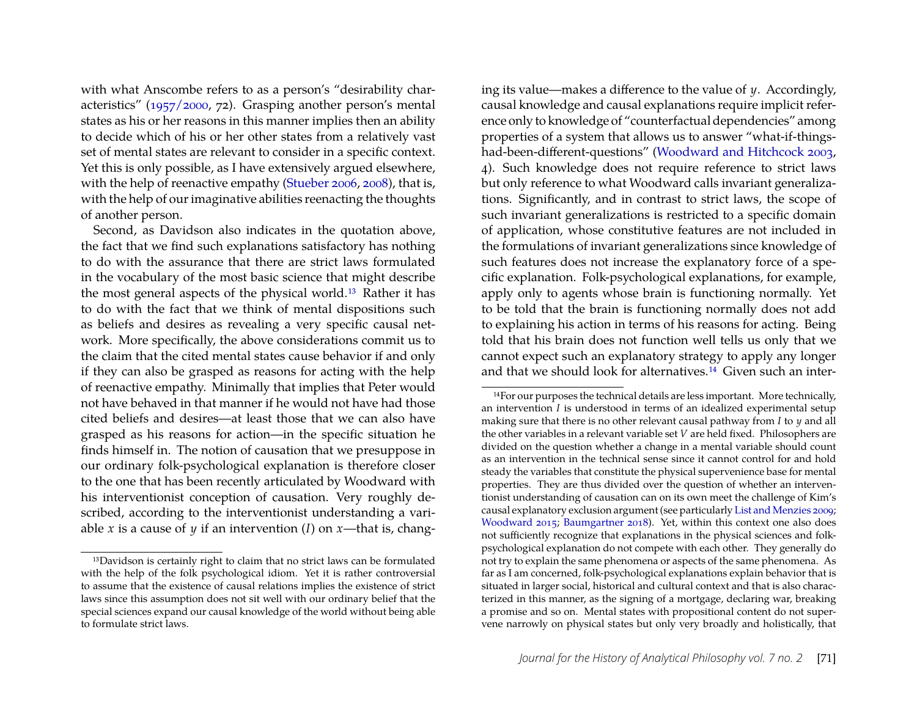with what Anscombe refers to as a person's "desirability characteristics" (1957/2000, 72). Grasping another person's mental states as his or her reasons in this manner implies then an ability to decide which of his or her other states from a relatively vast set of mental states are relevant to consider in a specific context. Yet this is only possible, as I have extensively argued elsewhere, with the help of reenactive empathy (Stueber 2006, 2008), that is, with the help of our imaginative abilities reenacting the thoughts of another person.

Second, as Davidson also indicates in the quotation above, the fact that we find such explanations satisfactory has nothing to do with the assurance that there are strict laws formulated in the vocabulary of the most basic science that might describe the most general aspects of the physical world.[13] Rather it has to do with the fact that we think of mental dispositions such as beliefs and desires as revealing a very specific causal network. More specifically, the above considerations commit us to the claim that the cited mental states cause behavior if and only if they can also be grasped as reasons for acting with the help of reenactive empathy. Minimally that implies that Peter would not have behaved in that manner if he would not have had those cited beliefs and desires—at least those that we can also have grasped as his reasons for action—in the specific situation he finds himself in. The notion of causation that we presuppose in our ordinary folk-psychological explanation is therefore closer to the one that has been recently articulated by Woodward with his interventionist conception of causation. Very roughly described, according to the interventionist understanding a variable $x$ is a cause of $y$ if an intervention ($I$) on $x$—that is, changing its value—makes a difference to the value of $y$. Accordingly, causal knowledge and causal explanations require implicit reference only to knowledge of "counterfactual dependencies" among properties of a system that allows us to answer "what-if-things-had-been-different-questions" (Woodward and Hitchcock 2003, 4). Such knowledge does not require reference to strict laws but only reference to what Woodward calls invariant generalizations. Significantly, and in contrast to strict laws, the scope of such invariant generalizations is restricted to a specific domain of application, whose constitutive features are not included in the formulations of invariant generalizations since knowledge of such features does not increase the explanatory force of a specific explanation. Folk-psychological explanations, for example, apply only to agents whose brain is functioning normally. Yet to be told that the brain is functioning normally does not add to explaining his action in terms of his reasons for acting. Being told that his brain does not function well tells us only that we cannot expect such an explanatory strategy to apply any longer and that we should look for alternatives.[14] Given such an inter-

[13] Davidson is certainly right to claim that no strict laws can be formulated with the help of the folk psychological idiom. Yet it is rather controversial to assume that the existence of causal relations implies the existence of strict laws since this assumption does not sit well with our ordinary belief that the special sciences expand our causal knowledge of the world without being able to formulate strict laws.

[14] For our purposes the technical details are less important. More technically, an intervention $I$ is understood in terms of an idealized experimental setup making sure that there is no other relevant causal pathway from $I$ to $y$ and all the other variables in a relevant variable set $V$ are held fixed. Philosophers are divided on the question whether a change in a mental variable should count as an intervention in the technical sense since it cannot control for and hold steady the variables that constitute the physical supervenience base for mental properties. They are thus divided over the question of whether an interventionist understanding of causation can on its own meet the challenge of Kim's causal explanatory exclusion argument (see particularly List and Menzies 2009; Woodward 2015; Baumgartner 2018). Yet, within this context one also does not sufficiently recognize that explanations in the physical sciences and folk-psychological explanation do not compete with each other. They generally do not try to explain the same phenomena or aspects of the same phenomena. As far as I am concerned, folk-psychological explanations explain behavior that is situated in larger social, historical and cultural context and that is also characterized in this manner, as the signing of a mortgage, declaring war, breaking a promise and so on. Mental states with propositional content do not supervene narrowly on physical states but only very broadly and holistically, that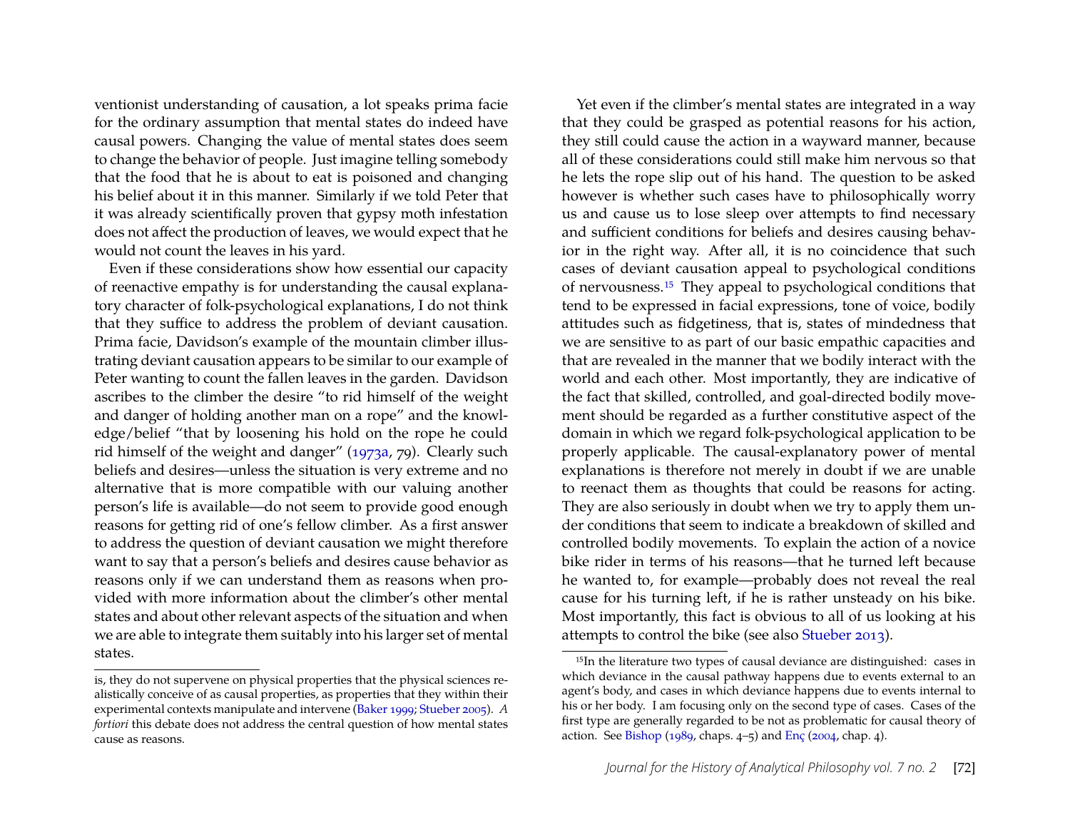ventionist understanding of causation, a lot speaks prima facie for the ordinary assumption that mental states do indeed have causal powers. Changing the value of mental states does seem to change the behavior of people. Just imagine telling somebody that the food that he is about to eat is poisoned and changing his belief about it in this manner. Similarly if we told Peter that it was already scientifically proven that gypsy moth infestation does not affect the production of leaves, we would expect that he would not count the leaves in his yard.

Even if these considerations show how essential our capacity of reenactive empathy is for understanding the causal explanatory character of folk-psychological explanations, I do not think that they suffice to address the problem of deviant causation. Prima facie, Davidson's example of the mountain climber illustrating deviant causation appears to be similar to our example of Peter wanting to count the fallen leaves in the garden. Davidson ascribes to the climber the desire "to rid himself of the weight and danger of holding another man on a rope" and the knowledge/belief "that by loosening his hold on the rope he could rid himself of the weight and danger" (1973a, 79). Clearly such beliefs and desires—unless the situation is very extreme and no alternative that is more compatible with our valuing another person's life is available—do not seem to provide good enough reasons for getting rid of one's fellow climber. As a first answer to address the question of deviant causation we might therefore want to say that a person's beliefs and desires cause behavior as reasons only if we can understand them as reasons when provided with more information about the climber's other mental states and about other relevant aspects of the situation and when we are able to integrate them suitably into his larger set of mental states.

is, they do not supervene on physical properties that the physical sciences realistically conceive of as causal properties, as properties that they within their experimental contexts manipulate and intervene (Baker 1999; Stueber 2005). *A fortiori* this debate does not address the central question of how mental states cause as reasons.

Yet even if the climber's mental states are integrated in a way that they could be grasped as potential reasons for his action, they still could cause the action in a wayward manner, because all of these considerations could still make him nervous so that he lets the rope slip out of his hand. The question to be asked however is whether such cases have to philosophically worry us and cause us to lose sleep over attempts to find necessary and sufficient conditions for beliefs and desires causing behavior in the right way. After all, it is no coincidence that such cases of deviant causation appeal to psychological conditions of nervousness.[15] They appeal to psychological conditions that tend to be expressed in facial expressions, tone of voice, bodily attitudes such as fidgetiness, that is, states of mindedness that we are sensitive to as part of our basic empathic capacities and that are revealed in the manner that we bodily interact with the world and each other. Most importantly, they are indicative of the fact that skilled, controlled, and goal-directed bodily movement should be regarded as a further constitutive aspect of the domain in which we regard folk-psychological application to be properly applicable. The causal-explanatory power of mental explanations is therefore not merely in doubt if we are unable to reenact them as thoughts that could be reasons for acting. They are also seriously in doubt when we try to apply them under conditions that seem to indicate a breakdown of skilled and controlled bodily movements. To explain the action of a novice bike rider in terms of his reasons—that he turned left because he wanted to, for example—probably does not reveal the real cause for his turning left, if he is rather unsteady on his bike. Most importantly, this fact is obvious to all of us looking at his attempts to control the bike (see also Stueber 2013).

[15]In the literature two types of causal deviance are distinguished: cases in which deviance in the causal pathway happens due to events external to an agent's body, and cases in which deviance happens due to events internal to his or her body. I am focusing only on the second type of cases. Cases of the first type are generally regarded to be not as problematic for causal theory of action. See Bishop (1989, chaps. 4–5) and Enç (2004, chap. 4).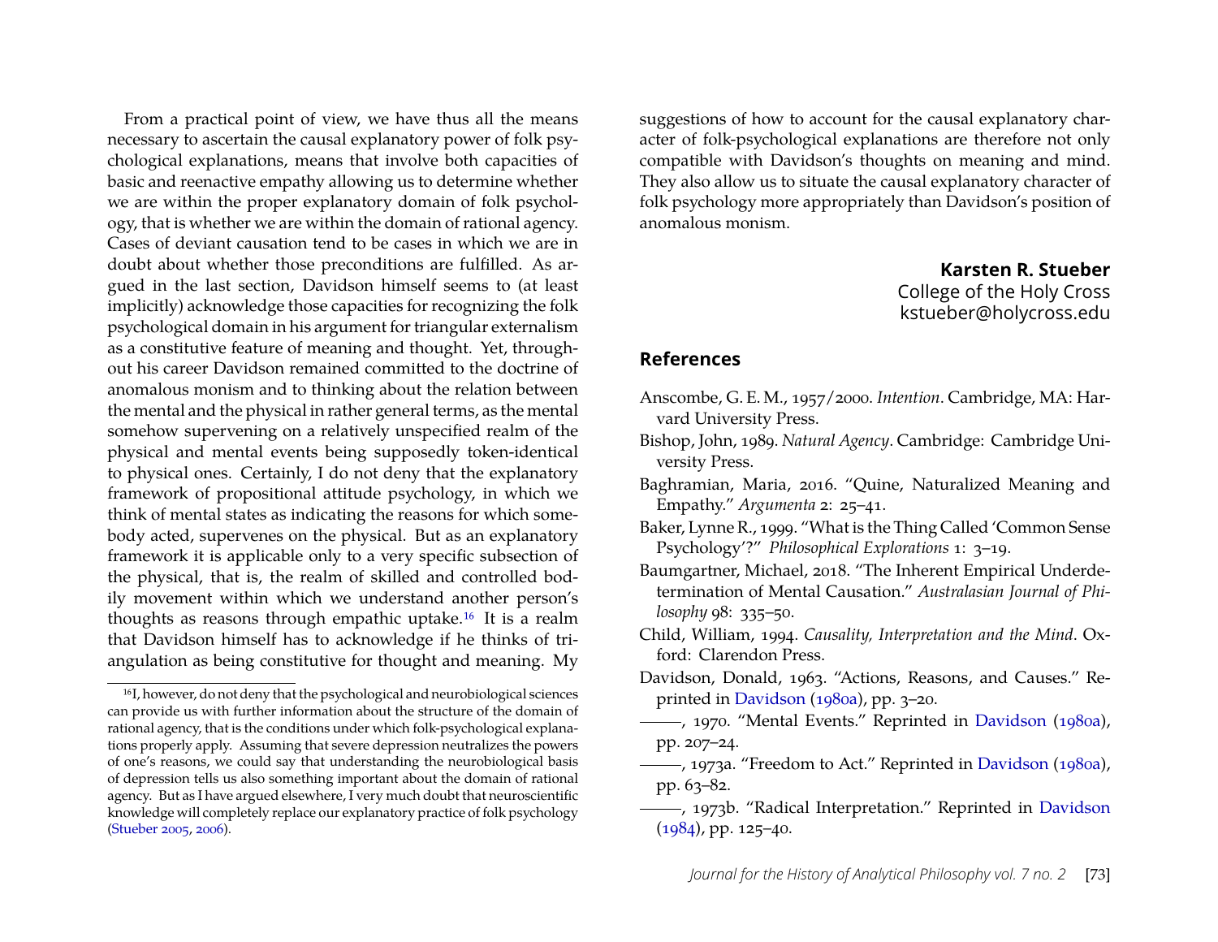From a practical point of view, we have thus all the means necessary to ascertain the causal explanatory power of folk psychological explanations, means that involve both capacities of basic and reenactive empathy allowing us to determine whether we are within the proper explanatory domain of folk psychology, that is whether we are within the domain of rational agency. Cases of deviant causation tend to be cases in which we are in doubt about whether those preconditions are fulfilled. As argued in the last section, Davidson himself seems to (at least implicitly) acknowledge those capacities for recognizing the folk psychological domain in his argument for triangular externalism as a constitutive feature of meaning and thought. Yet, throughout his career Davidson remained committed to the doctrine of anomalous monism and to thinking about the relation between the mental and the physical in rather general terms, as the mental somehow supervening on a relatively unspecified realm of the physical and mental events being supposedly token-identical to physical ones. Certainly, I do not deny that the explanatory framework of propositional attitude psychology, in which we think of mental states as indicating the reasons for which somebody acted, supervenes on the physical. But as an explanatory framework it is applicable only to a very specific subsection of the physical, that is, the realm of skilled and controlled bodily movement within which we understand another person's thoughts as reasons through empathic uptake.[16] It is a realm that Davidson himself has to acknowledge if he thinks of triangulation as being constitutive for thought and meaning. My suggestions of how to account for the causal explanatory character of folk-psychological explanations are therefore not only compatible with Davidson's thoughts on meaning and mind. They also allow us to situate the causal explanatory character of folk psychology more appropriately than Davidson's position of anomalous monism.

[16] I, however, do not deny that the psychological and neurobiological sciences can provide us with further information about the structure of the domain of rational agency, that is the conditions under which folk-psychological explanations properly apply. Assuming that severe depression neutralizes the powers of one's reasons, we could say that understanding the neurobiological basis of depression tells us also something important about the domain of rational agency. But as I have argued elsewhere, I very much doubt that neuroscientific knowledge will completely replace our explanatory practice of folk psychology (Stueber 2005, 2006).

**Karsten R. Stueber**
College of the Holy Cross
kstueber@holycross.edu

## References

Anscombe, G. E. M., 1957/2000. *Intention*. Cambridge, MA: Harvard University Press.

Bishop, John, 1989. *Natural Agency*. Cambridge: Cambridge University Press.

Baghramian, Maria, 2016. "Quine, Naturalized Meaning and Empathy." *Argumenta* 2: 25–41.

Baker, Lynne R., 1999. "What is the Thing Called 'Common Sense Psychology'?" *Philosophical Explorations* 1: 3–19.

Baumgartner, Michael, 2018. "The Inherent Empirical Underdetermination of Mental Causation." *Australasian Journal of Philosophy* 98: 335–50.

Child, William, 1994. *Causality, Interpretation and the Mind*. Oxford: Clarendon Press.

Davidson, Donald, 1963. "Actions, Reasons, and Causes." Reprinted in Davidson (1980a), pp. 3–20.

———, 1970. "Mental Events." Reprinted in Davidson (1980a), pp. 207–24.

———, 1973a. "Freedom to Act." Reprinted in Davidson (1980a), pp. 63–82.

———, 1973b. "Radical Interpretation." Reprinted in Davidson (1984), pp. 125–40.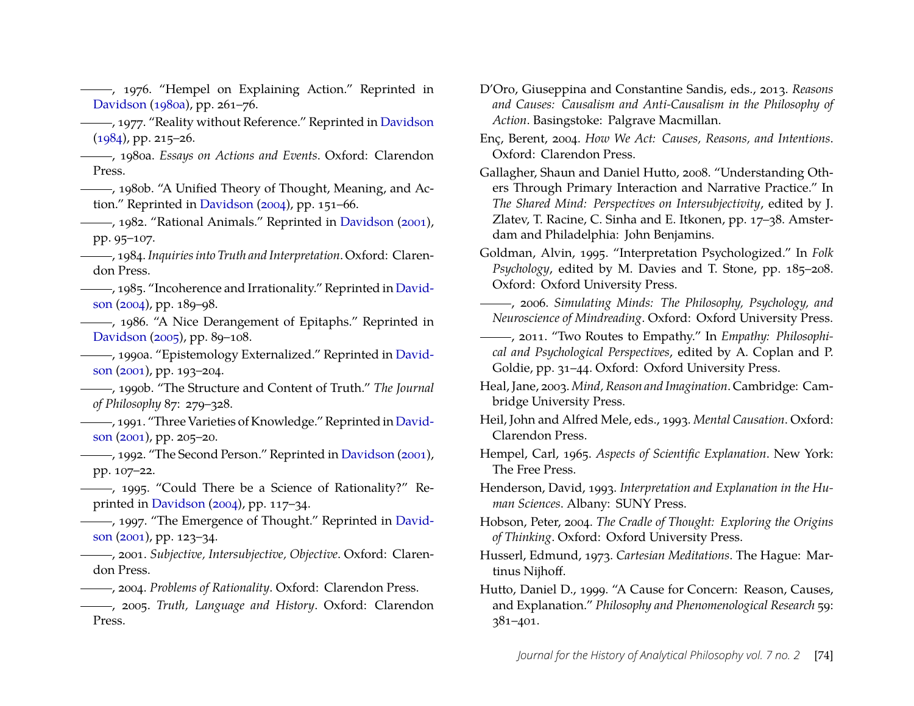———, 1976. "Hempel on Explaining Action." Reprinted in Davidson (1980a), pp. 261–76.

———, 1977. "Reality without Reference." Reprinted in Davidson (1984), pp. 215–26.

———, 1980a. *Essays on Actions and Events*. Oxford: Clarendon Press.

———, 1980b. "A Unified Theory of Thought, Meaning, and Action." Reprinted in Davidson (2004), pp. 151–66.

———, 1982. "Rational Animals." Reprinted in Davidson (2001), pp. 95–107.

———, 1984. *Inquiries into Truth and Interpretation*. Oxford: Clarendon Press.

———, 1985. "Incoherence and Irrationality." Reprinted in Davidson (2004), pp. 189–98.

———, 1986. "A Nice Derangement of Epitaphs." Reprinted in Davidson (2005), pp. 89–108.

———, 1990a. "Epistemology Externalized." Reprinted in Davidson (2001), pp. 193–204.

———, 1990b. "The Structure and Content of Truth." *The Journal of Philosophy* 87: 279–328.

———, 1991. "Three Varieties of Knowledge." Reprinted in Davidson (2001), pp. 205–20.

———, 1992. "The Second Person." Reprinted in Davidson (2001), pp. 107–22.

———, 1995. "Could There be a Science of Rationality?" Reprinted in Davidson (2004), pp. 117–34.

———, 1997. "The Emergence of Thought." Reprinted in Davidson (2001), pp. 123–34.

———, 2001. *Subjective, Intersubjective, Objective*. Oxford: Clarendon Press.

———, 2004. *Problems of Rationality*. Oxford: Clarendon Press.

———, 2005. *Truth, Language and History*. Oxford: Clarendon Press.

D'Oro, Giuseppina and Constantine Sandis, eds., 2013. *Reasons and Causes: Causalism and Anti-Causalism in the Philosophy of Action*. Basingstoke: Palgrave Macmillan.

Enç, Berent, 2004. *How We Act: Causes, Reasons, and Intentions*. Oxford: Clarendon Press.

Gallagher, Shaun and Daniel Hutto, 2008. "Understanding Others Through Primary Interaction and Narrative Practice." In *The Shared Mind: Perspectives on Intersubjectivity*, edited by J. Zlatev, T. Racine, C. Sinha and E. Itkonen, pp. 17–38. Amsterdam and Philadelphia: John Benjamins.

Goldman, Alvin, 1995. "Interpretation Psychologized." In *Folk Psychology*, edited by M. Davies and T. Stone, pp. 185–208. Oxford: Oxford University Press.

———, 2006. *Simulating Minds: The Philosophy, Psychology, and Neuroscience of Mindreading*. Oxford: Oxford University Press.

———, 2011. "Two Routes to Empathy." In *Empathy: Philosophical and Psychological Perspectives*, edited by A. Coplan and P. Goldie, pp. 31–44. Oxford: Oxford University Press.

Heal, Jane, 2003. *Mind, Reason and Imagination*. Cambridge: Cambridge University Press.

Heil, John and Alfred Mele, eds., 1993. *Mental Causation*. Oxford: Clarendon Press.

Hempel, Carl, 1965. *Aspects of Scientific Explanation*. New York: The Free Press.

Henderson, David, 1993. *Interpretation and Explanation in the Human Sciences*. Albany: SUNY Press.

Hobson, Peter, 2004. *The Cradle of Thought: Exploring the Origins of Thinking*. Oxford: Oxford University Press.

Husserl, Edmund, 1973. *Cartesian Meditations*. The Hague: Martinus Nijhoff.

Hutto, Daniel D., 1999. "A Cause for Concern: Reason, Causes, and Explanation." *Philosophy and Phenomenological Research* 59: 381–401.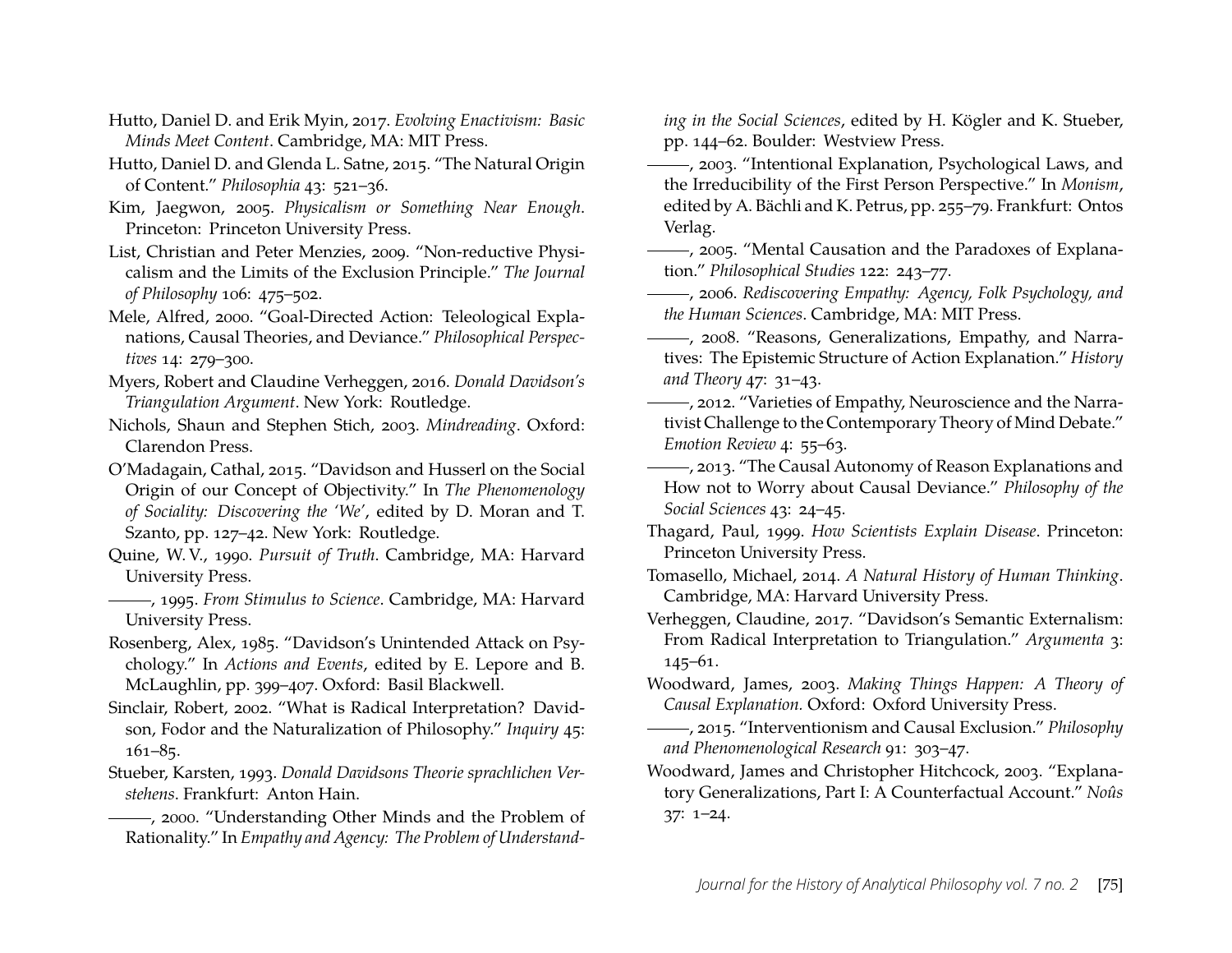Hutto, Daniel D. and Erik Myin, 2017. *Evolving Enactivism: Basic Minds Meet Content*. Cambridge, MA: MIT Press.

Hutto, Daniel D. and Glenda L. Satne, 2015. "The Natural Origin of Content." *Philosophia* 43: 521–36.

Kim, Jaegwon, 2005. *Physicalism or Something Near Enough*. Princeton: Princeton University Press.

List, Christian and Peter Menzies, 2009. "Non-reductive Physicalism and the Limits of the Exclusion Principle." *The Journal of Philosophy* 106: 475–502.

Mele, Alfred, 2000. "Goal-Directed Action: Teleological Explanations, Causal Theories, and Deviance." *Philosophical Perspectives* 14: 279–300.

Myers, Robert and Claudine Verheggen, 2016. *Donald Davidson's Triangulation Argument*. New York: Routledge.

Nichols, Shaun and Stephen Stich, 2003. *Mindreading*. Oxford: Clarendon Press.

O'Madagain, Cathal, 2015. "Davidson and Husserl on the Social Origin of our Concept of Objectivity." In *The Phenomenology of Sociality: Discovering the 'We'*, edited by D. Moran and T. Szanto, pp. 127–42. New York: Routledge.

Quine, W. V., 1990. *Pursuit of Truth*. Cambridge, MA: Harvard University Press.

———, 1995. *From Stimulus to Science*. Cambridge, MA: Harvard University Press.

Rosenberg, Alex, 1985. "Davidson's Unintended Attack on Psychology." In *Actions and Events*, edited by E. Lepore and B. McLaughlin, pp. 399–407. Oxford: Basil Blackwell.

Sinclair, Robert, 2002. "What is Radical Interpretation? Davidson, Fodor and the Naturalization of Philosophy." *Inquiry* 45: 161–85.

Stueber, Karsten, 1993. *Donald Davidsons Theorie sprachlichen Verstehens*. Frankfurt: Anton Hain.

———, 2000. "Understanding Other Minds and the Problem of Rationality." In *Empathy and Agency: The Problem of Understanding in the Social Sciences*, edited by H. Kögler and K. Stueber, pp. 144–62. Boulder: Westview Press.

———, 2003. "Intentional Explanation, Psychological Laws, and the Irreducibility of the First Person Perspective." In *Monism*, edited by A. Bächli and K. Petrus, pp. 255–79. Frankfurt: Ontos Verlag.

———, 2005. "Mental Causation and the Paradoxes of Explanation." *Philosophical Studies* 122: 243–77.

———, 2006. *Rediscovering Empathy: Agency, Folk Psychology, and the Human Sciences*. Cambridge, MA: MIT Press.

———, 2008. "Reasons, Generalizations, Empathy, and Narratives: The Epistemic Structure of Action Explanation." *History and Theory* 47: 31–43.

———, 2012. "Varieties of Empathy, Neuroscience and the Narrativist Challenge to the Contemporary Theory of Mind Debate." *Emotion Review* 4: 55–63.

———, 2013. "The Causal Autonomy of Reason Explanations and How not to Worry about Causal Deviance." *Philosophy of the Social Sciences* 43: 24–45.

Thagard, Paul, 1999. *How Scientists Explain Disease*. Princeton: Princeton University Press.

Tomasello, Michael, 2014. *A Natural History of Human Thinking*. Cambridge, MA: Harvard University Press.

Verheggen, Claudine, 2017. "Davidson's Semantic Externalism: From Radical Interpretation to Triangulation." *Argumenta* 3: 145–61.

Woodward, James, 2003. *Making Things Happen: A Theory of Causal Explanation.* Oxford: Oxford University Press.

———, 2015. "Interventionism and Causal Exclusion." *Philosophy and Phenomenological Research* 91: 303–47.

Woodward, James and Christopher Hitchcock, 2003. "Explanatory Generalizations, Part I: A Counterfactual Account." *Noûs* 37: 1–24.